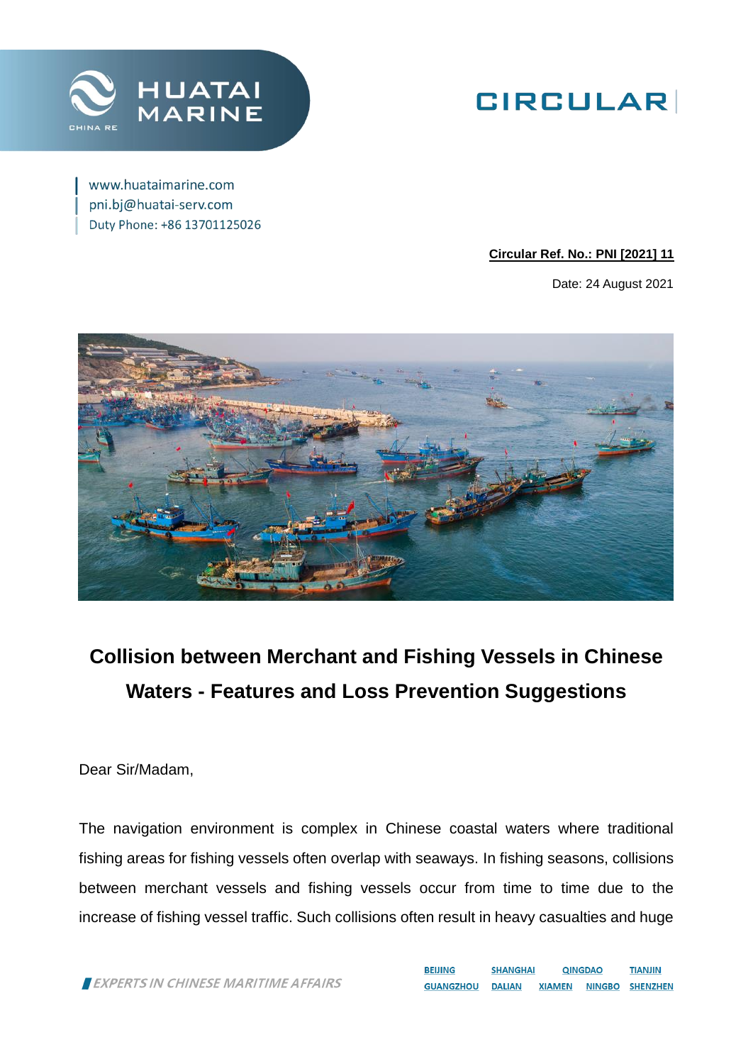HUATAI MARINE

CHINA RE

# CIRCULAR

www.huataimarine.com
pni.bj@huatai-serv.com
Duty Phone: +86 13701125026

**Circular Ref. No.: PNI [2021] 11**

Date: 24 August 2021

## Collision between Merchant and Fishing Vessels in Chinese Waters - Features and Loss Prevention Suggestions

Dear Sir/Madam,

The navigation environment is complex in Chinese coastal waters where traditional fishing areas for fishing vessels often overlap with seaways. In fishing seasons, collisions between merchant vessels and fishing vessels occur from time to time due to the increase of fishing vessel traffic. Such collisions often result in heavy casualties and huge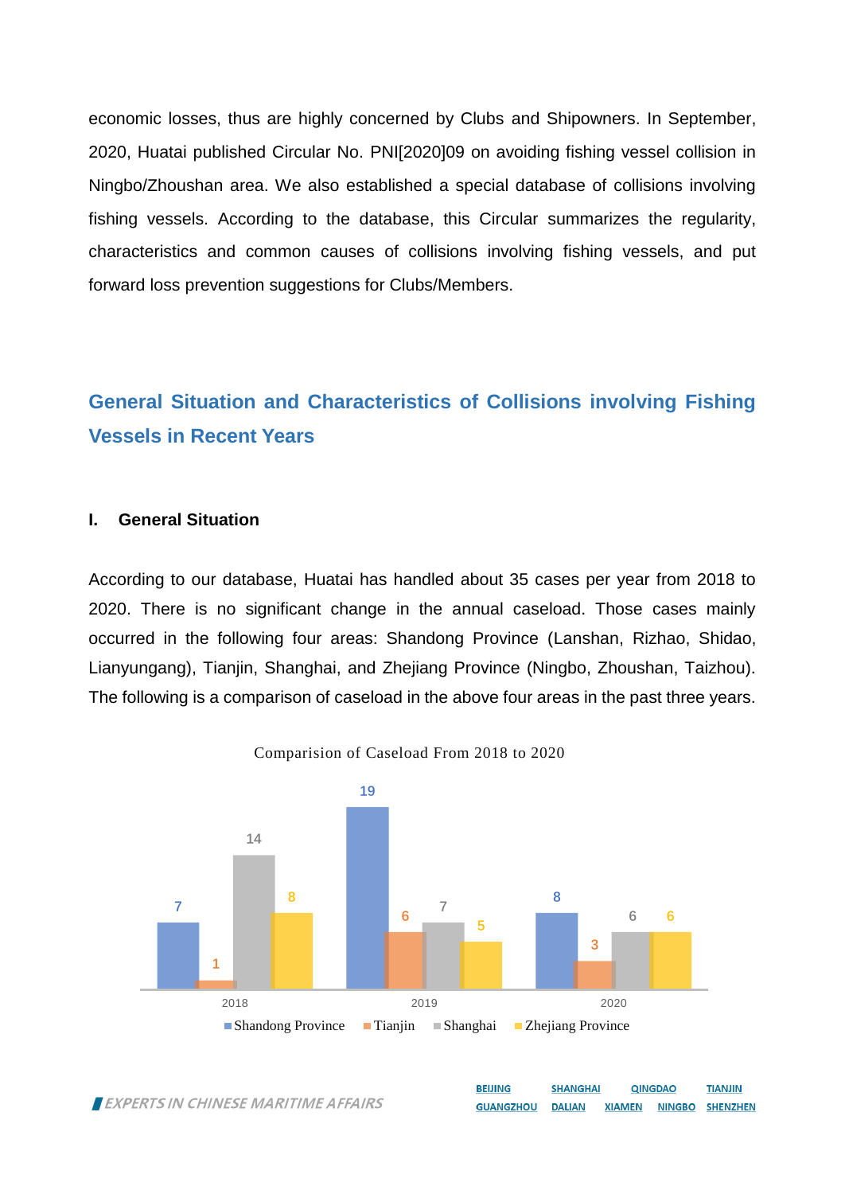economic losses, thus are highly concerned by Clubs and Shipowners. In September, 2020, Huatai published Circular No. PNI[2020]09 on avoiding fishing vessel collision in Ningbo/Zhoushan area. We also established a special database of collisions involving fishing vessels. According to the database, this Circular summarizes the regularity, characteristics and common causes of collisions involving fishing vessels, and put forward loss prevention suggestions for Clubs/Members.

## General Situation and Characteristics of Collisions involving Fishing Vessels in Recent Years

### I. General Situation

According to our database, Huatai has handled about 35 cases per year from 2018 to 2020. There is no significant change in the annual caseload. Those cases mainly occurred in the following four areas: Shandong Province (Lanshan, Rizhao, Shidao, Lianyungang), Tianjin, Shanghai, and Zhejiang Province (Ningbo, Zhoushan, Taizhou). The following is a comparison of caseload in the above four areas in the past three years.

Comparision of Caseload From 2018 to 2020

| | Shandong Province | Tianjin | Shanghai | Zhejiang Province |
|---|---|---|---|---|
| 2018 | 7 | 1 | 14 | 8 |
| 2019 | 19 | 6 | 7 | 5 |
| 2020 | 8 | 3 | 6 | 6 |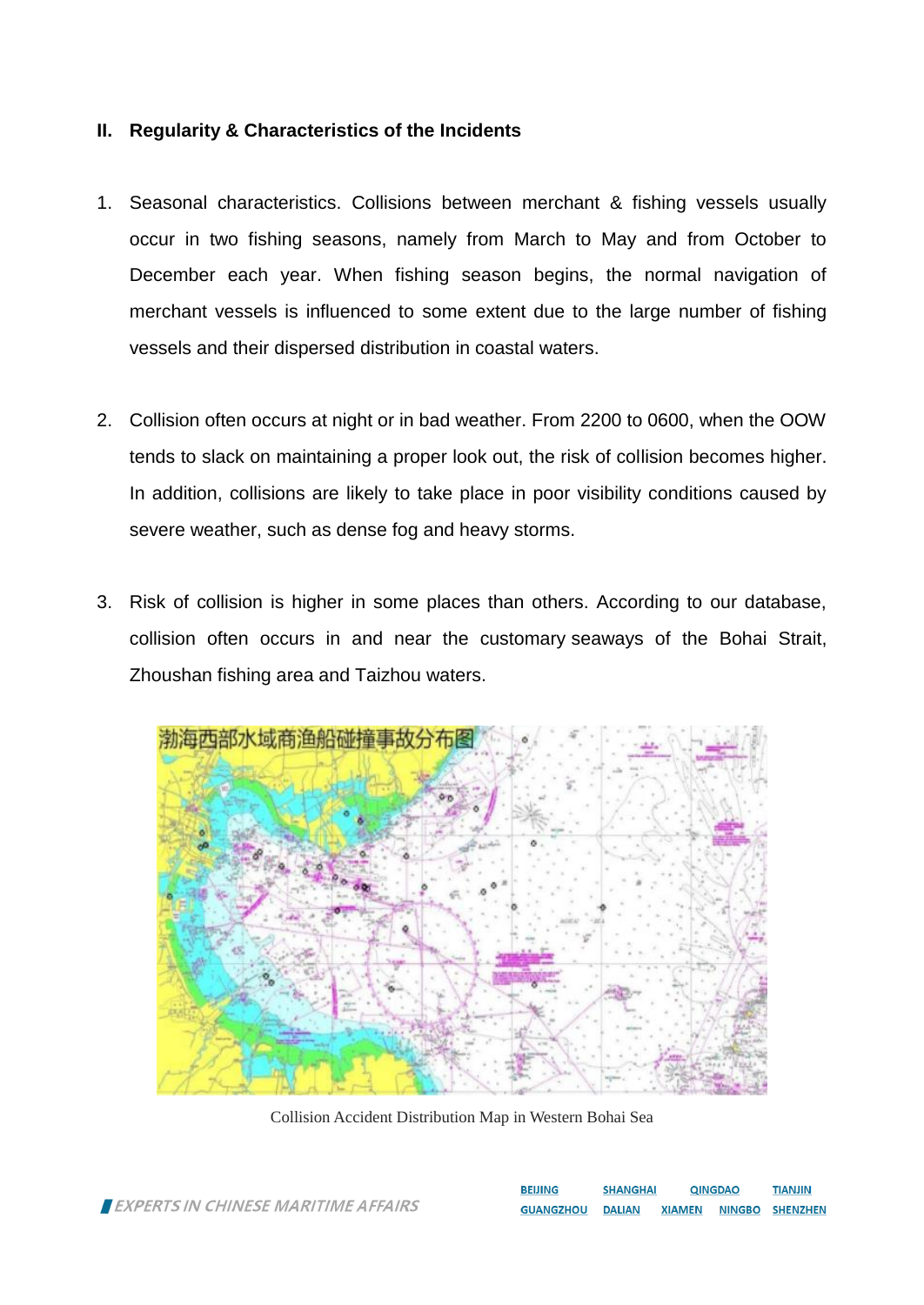## II. Regularity & Characteristics of the Incidents

1. Seasonal characteristics. Collisions between merchant & fishing vessels usually occur in two fishing seasons, namely from March to May and from October to December each year. When fishing season begins, the normal navigation of merchant vessels is influenced to some extent due to the large number of fishing vessels and their dispersed distribution in coastal waters.

2. Collision often occurs at night or in bad weather. From 2200 to 0600, when the OOW tends to slack on maintaining a proper look out, the risk of collision becomes higher. In addition, collisions are likely to take place in poor visibility conditions caused by severe weather, such as dense fog and heavy storms.

3. Risk of collision is higher in some places than others. According to our database, collision often occurs in and near the customary seaways of the Bohai Strait, Zhoushan fishing area and Taizhou waters.

Collision Accident Distribution Map in Western Bohai Sea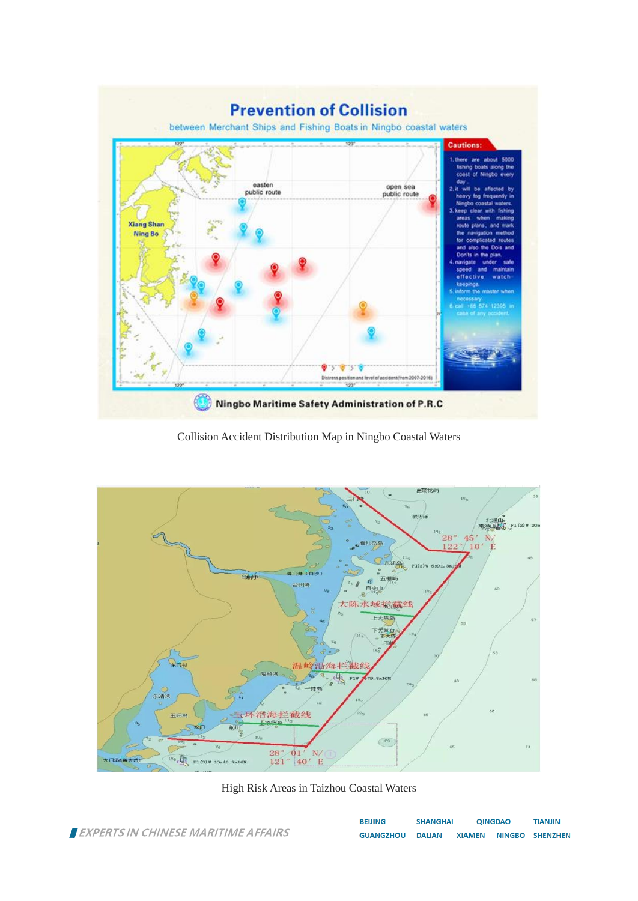Collision Accident Distribution Map in Ningbo Coastal Waters

High Risk Areas in Taizhou Coastal Waters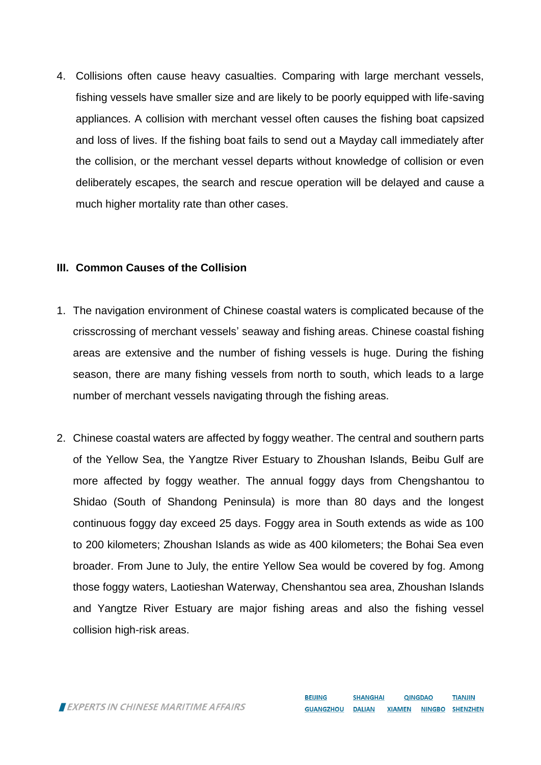4. Collisions often cause heavy casualties. Comparing with large merchant vessels, fishing vessels have smaller size and are likely to be poorly equipped with life-saving appliances. A collision with merchant vessel often causes the fishing boat capsized and loss of lives. If the fishing boat fails to send out a Mayday call immediately after the collision, or the merchant vessel departs without knowledge of collision or even deliberately escapes, the search and rescue operation will be delayed and cause a much higher mortality rate than other cases.

## III. Common Causes of the Collision

1. The navigation environment of Chinese coastal waters is complicated because of the crisscrossing of merchant vessels' seaway and fishing areas. Chinese coastal fishing areas are extensive and the number of fishing vessels is huge. During the fishing season, there are many fishing vessels from north to south, which leads to a large number of merchant vessels navigating through the fishing areas.

2. Chinese coastal waters are affected by foggy weather. The central and southern parts of the Yellow Sea, the Yangtze River Estuary to Zhoushan Islands, Beibu Gulf are more affected by foggy weather. The annual foggy days from Chengshantou to Shidao (South of Shandong Peninsula) is more than 80 days and the longest continuous foggy day exceed 25 days. Foggy area in South extends as wide as 100 to 200 kilometers; Zhoushan Islands as wide as 400 kilometers; the Bohai Sea even broader. From June to July, the entire Yellow Sea would be covered by fog. Among those foggy waters, Laotieshan Waterway, Chenshantou sea area, Zhoushan Islands and Yangtze River Estuary are major fishing areas and also the fishing vessel collision high-risk areas.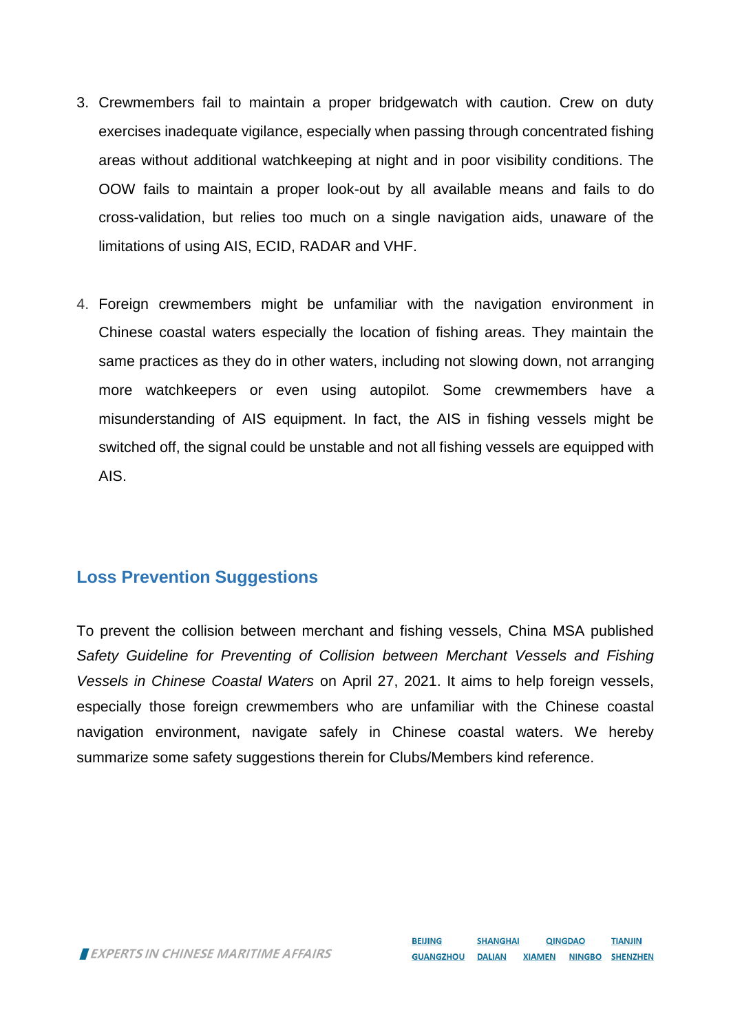3. Crewmembers fail to maintain a proper bridgewatch with caution. Crew on duty exercises inadequate vigilance, especially when passing through concentrated fishing areas without additional watchkeeping at night and in poor visibility conditions. The OOW fails to maintain a proper look-out by all available means and fails to do cross-validation, but relies too much on a single navigation aids, unaware of the limitations of using AIS, ECID, RADAR and VHF.

4. Foreign crewmembers might be unfamiliar with the navigation environment in Chinese coastal waters especially the location of fishing areas. They maintain the same practices as they do in other waters, including not slowing down, not arranging more watchkeepers or even using autopilot. Some crewmembers have a misunderstanding of AIS equipment. In fact, the AIS in fishing vessels might be switched off, the signal could be unstable and not all fishing vessels are equipped with AIS.

## Loss Prevention Suggestions

To prevent the collision between merchant and fishing vessels, China MSA published *Safety Guideline for Preventing of Collision between Merchant Vessels and Fishing Vessels in Chinese Coastal Waters* on April 27, 2021. It aims to help foreign vessels, especially those foreign crewmembers who are unfamiliar with the Chinese coastal navigation environment, navigate safely in Chinese coastal waters. We hereby summarize some safety suggestions therein for Clubs/Members kind reference.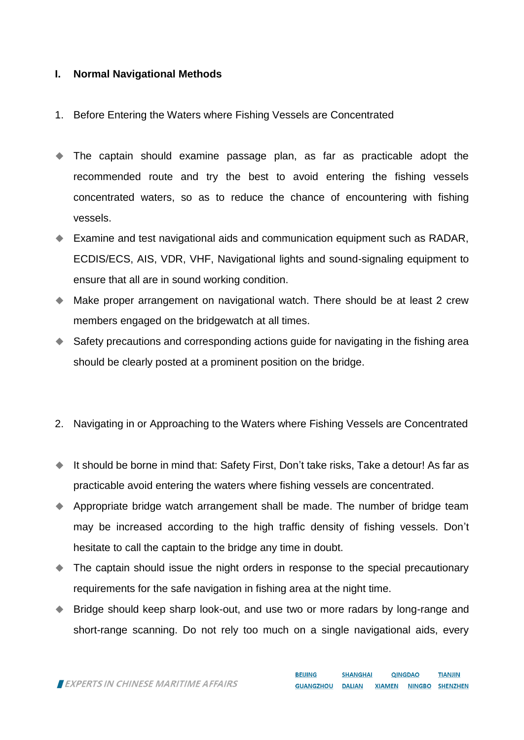## I. Normal Navigational Methods

1. Before Entering the Waters where Fishing Vessels are Concentrated

- The captain should examine passage plan, as far as practicable adopt the recommended route and try the best to avoid entering the fishing vessels concentrated waters, so as to reduce the chance of encountering with fishing vessels.
- Examine and test navigational aids and communication equipment such as RADAR, ECDIS/ECS, AIS, VDR, VHF, Navigational lights and sound-signaling equipment to ensure that all are in sound working condition.
- Make proper arrangement on navigational watch. There should be at least 2 crew members engaged on the bridgewatch at all times.
- Safety precautions and corresponding actions guide for navigating in the fishing area should be clearly posted at a prominent position on the bridge.

2. Navigating in or Approaching to the Waters where Fishing Vessels are Concentrated

- It should be borne in mind that: Safety First, Don't take risks, Take a detour! As far as practicable avoid entering the waters where fishing vessels are concentrated.
- Appropriate bridge watch arrangement shall be made. The number of bridge team may be increased according to the high traffic density of fishing vessels. Don't hesitate to call the captain to the bridge any time in doubt.
- The captain should issue the night orders in response to the special precautionary requirements for the safe navigation in fishing area at the night time.
- Bridge should keep sharp look-out, and use two or more radars by long-range and short-range scanning. Do not rely too much on a single navigational aids, every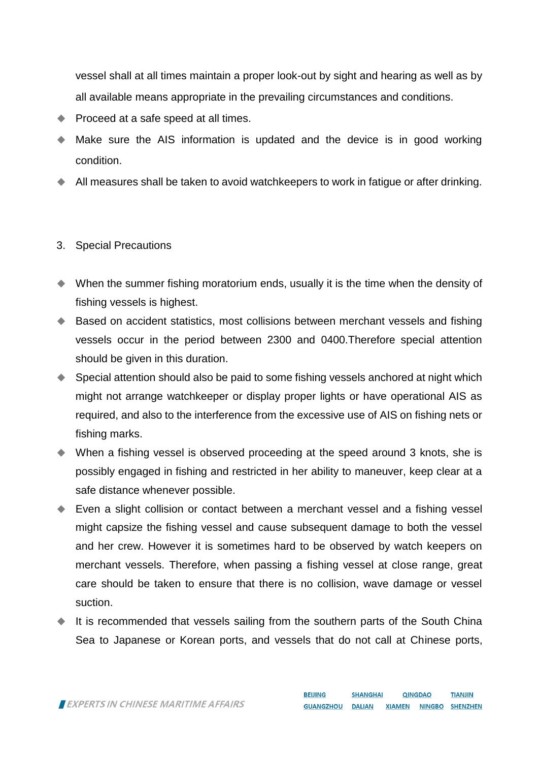vessel shall at all times maintain a proper look-out by sight and hearing as well as by all available means appropriate in the prevailing circumstances and conditions.

- Proceed at a safe speed at all times.
- Make sure the AIS information is updated and the device is in good working condition.
- All measures shall be taken to avoid watchkeepers to work in fatigue or after drinking.

3. Special Precautions

- When the summer fishing moratorium ends, usually it is the time when the density of fishing vessels is highest.
- Based on accident statistics, most collisions between merchant vessels and fishing vessels occur in the period between 2300 and 0400.Therefore special attention should be given in this duration.
- Special attention should also be paid to some fishing vessels anchored at night which might not arrange watchkeeper or display proper lights or have operational AIS as required, and also to the interference from the excessive use of AIS on fishing nets or fishing marks.
- When a fishing vessel is observed proceeding at the speed around 3 knots, she is possibly engaged in fishing and restricted in her ability to maneuver, keep clear at a safe distance whenever possible.
- Even a slight collision or contact between a merchant vessel and a fishing vessel might capsize the fishing vessel and cause subsequent damage to both the vessel and her crew. However it is sometimes hard to be observed by watch keepers on merchant vessels. Therefore, when passing a fishing vessel at close range, great care should be taken to ensure that there is no collision, wave damage or vessel suction.
- It is recommended that vessels sailing from the southern parts of the South China Sea to Japanese or Korean ports, and vessels that do not call at Chinese ports,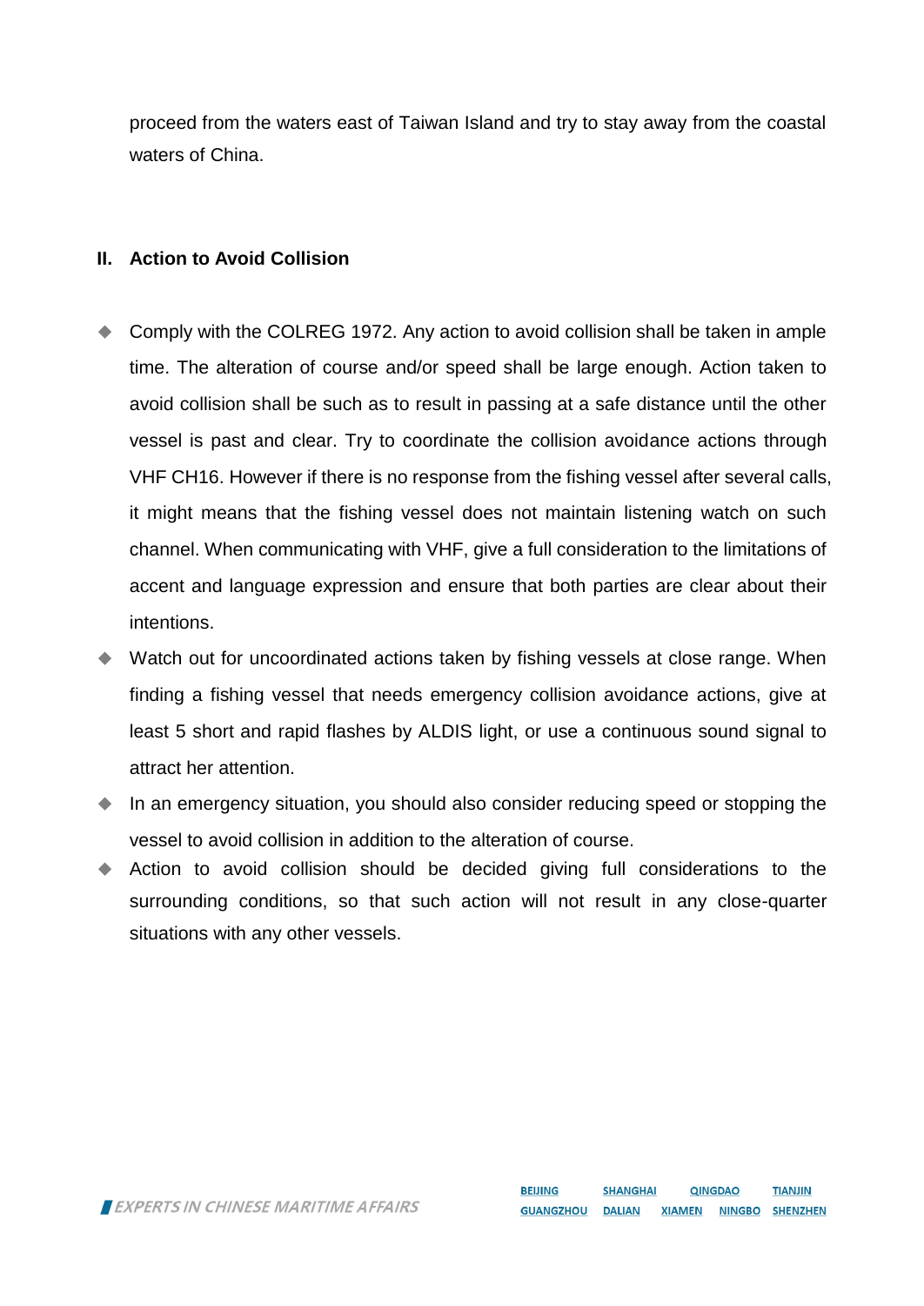proceed from the waters east of Taiwan Island and try to stay away from the coastal waters of China.

## II. Action to Avoid Collision

- Comply with the COLREG 1972. Any action to avoid collision shall be taken in ample time. The alteration of course and/or speed shall be large enough. Action taken to avoid collision shall be such as to result in passing at a safe distance until the other vessel is past and clear. Try to coordinate the collision avoidance actions through VHF CH16. However if there is no response from the fishing vessel after several calls, it might means that the fishing vessel does not maintain listening watch on such channel. When communicating with VHF, give a full consideration to the limitations of accent and language expression and ensure that both parties are clear about their intentions.
- Watch out for uncoordinated actions taken by fishing vessels at close range. When finding a fishing vessel that needs emergency collision avoidance actions, give at least 5 short and rapid flashes by ALDIS light, or use a continuous sound signal to attract her attention.
- In an emergency situation, you should also consider reducing speed or stopping the vessel to avoid collision in addition to the alteration of course.
- Action to avoid collision should be decided giving full considerations to the surrounding conditions, so that such action will not result in any close-quarter situations with any other vessels.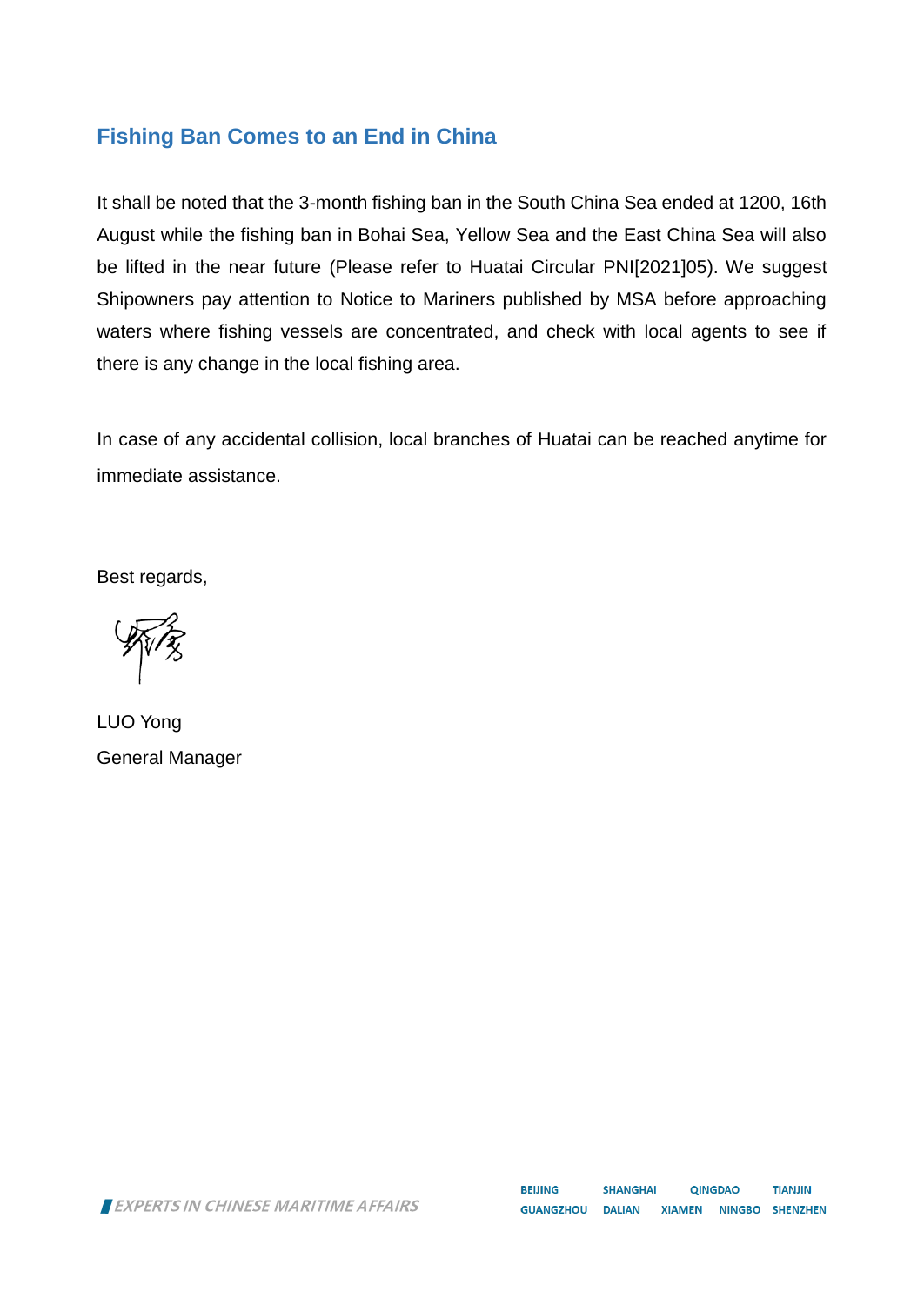## Fishing Ban Comes to an End in China

It shall be noted that the 3-month fishing ban in the South China Sea ended at 1200, 16th August while the fishing ban in Bohai Sea, Yellow Sea and the East China Sea will also be lifted in the near future (Please refer to Huatai Circular PNI[2021]05). We suggest Shipowners pay attention to Notice to Mariners published by MSA before approaching waters where fishing vessels are concentrated, and check with local agents to see if there is any change in the local fishing area.

In case of any accidental collision, local branches of Huatai can be reached anytime for immediate assistance.

Best regards,

LUO Yong
General Manager